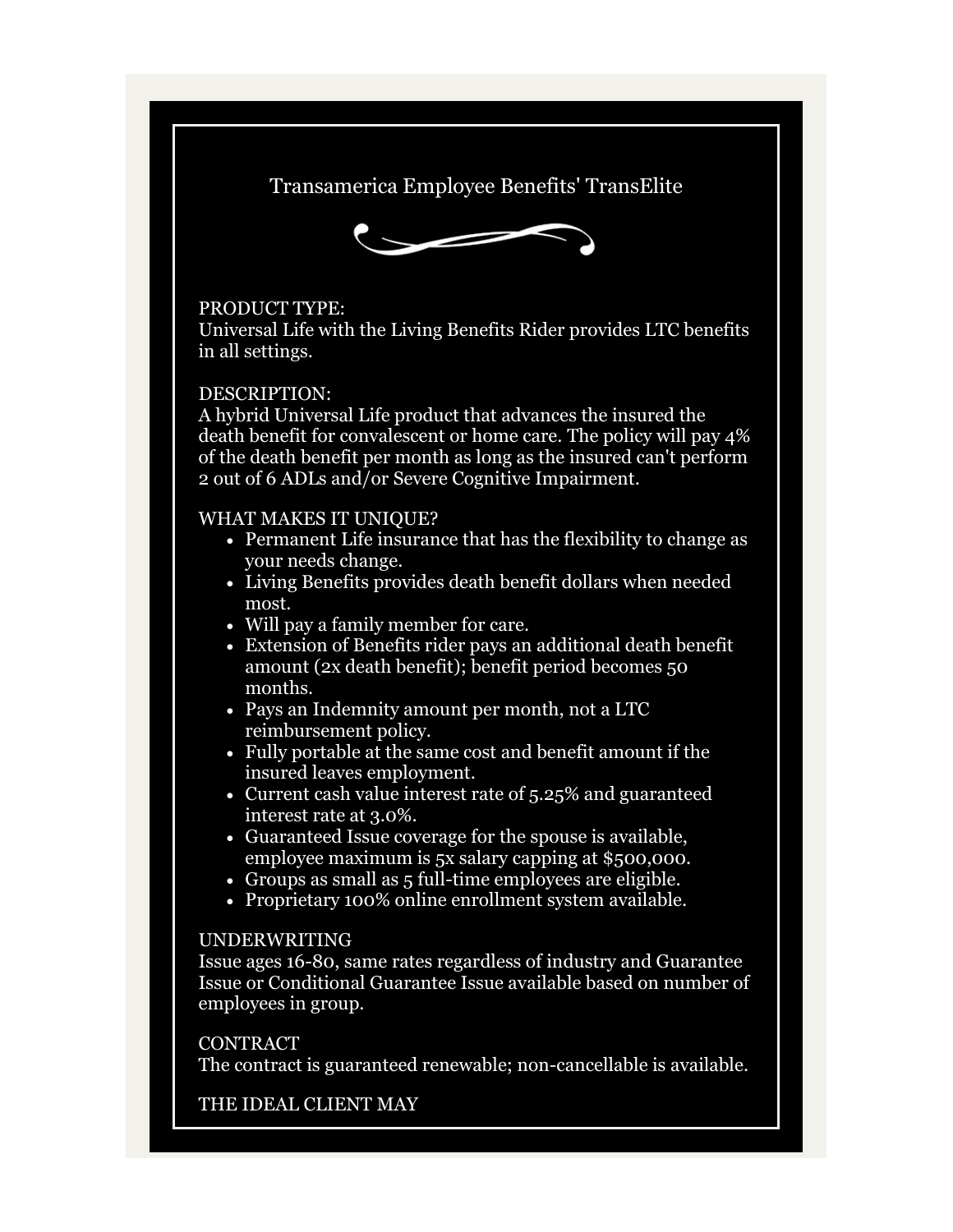# Transamerica Employee Benefits' TransElite

PRODUCT TYPE:
Universal Life with the Living Benefits Rider provides LTC benefits in all settings.

DESCRIPTION:
A hybrid Universal Life product that advances the insured the death benefit for convalescent or home care. The policy will pay 4% of the death benefit per month as long as the insured can't perform 2 out of 6 ADLs and/or Severe Cognitive Impairment.

WHAT MAKES IT UNIQUE?

- Permanent Life insurance that has the flexibility to change as your needs change.
- Living Benefits provides death benefit dollars when needed most.
- Will pay a family member for care.
- Extension of Benefits rider pays an additional death benefit amount (2x death benefit); benefit period becomes 50 months.
- Pays an Indemnity amount per month, not a LTC reimbursement policy.
- Fully portable at the same cost and benefit amount if the insured leaves employment.
- Current cash value interest rate of 5.25% and guaranteed interest rate at 3.0%.
- Guaranteed Issue coverage for the spouse is available, employee maximum is 5x salary capping at $500,000.
- Groups as small as 5 full-time employees are eligible.
- Proprietary 100% online enrollment system available.

UNDERWRITING
Issue ages 16-80, same rates regardless of industry and Guarantee Issue or Conditional Guarantee Issue available based on number of employees in group.

CONTRACT
The contract is guaranteed renewable; non-cancellable is available.

THE IDEAL CLIENT MAY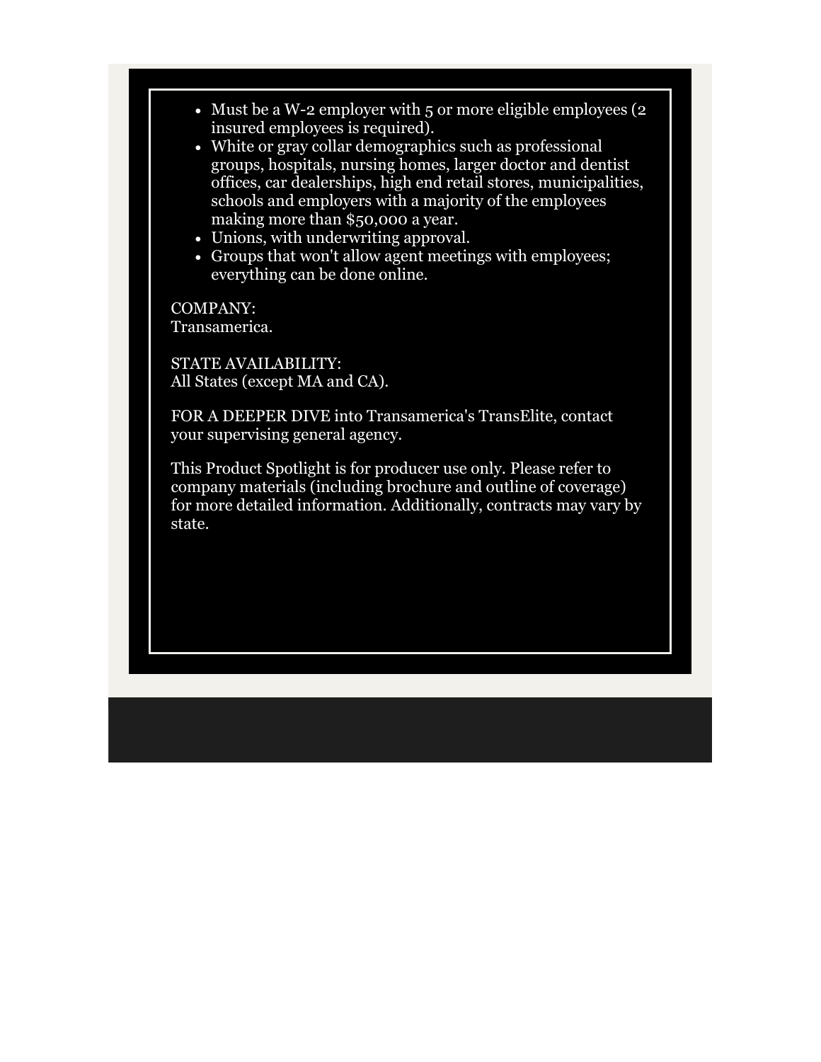- Must be a W-2 employer with 5 or more eligible employees (2 insured employees is required).
- White or gray collar demographics such as professional groups, hospitals, nursing homes, larger doctor and dentist offices, car dealerships, high end retail stores, municipalities, schools and employers with a majority of the employees making more than $50,000 a year.
- Unions, with underwriting approval.
- Groups that won't allow agent meetings with employees; everything can be done online.

COMPANY:
Transamerica.

STATE AVAILABILITY:
All States (except MA and CA).

FOR A DEEPER DIVE into Transamerica's TransElite, contact your supervising general agency.

This Product Spotlight is for producer use only. Please refer to company materials (including brochure and outline of coverage) for more detailed information. Additionally, contracts may vary by state.